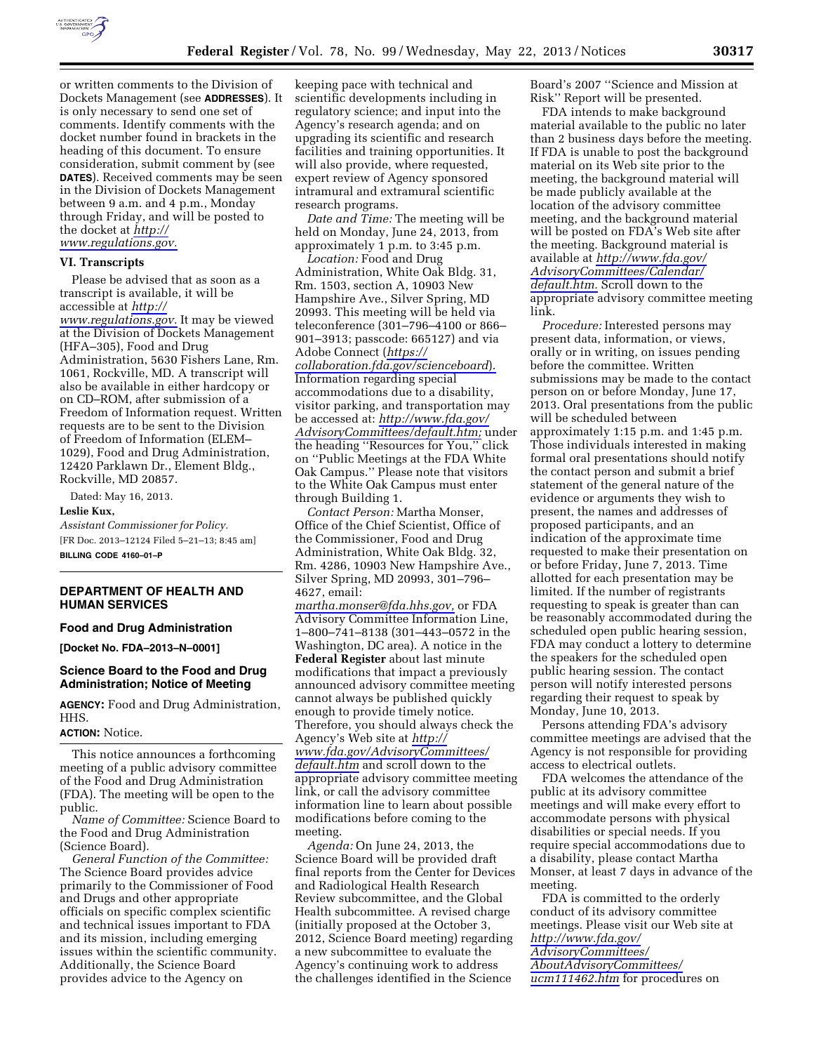or written comments to the Division of Dockets Management (see **ADDRESSES**). It is only necessary to send one set of comments. Identify comments with the docket number found in brackets in the heading of this document. To ensure consideration, submit comment by (see **DATES**). Received comments may be seen in the Division of Dockets Management between 9 a.m. and 4 p.m., Monday through Friday, and will be posted to the docket at *http://www.regulations.gov.*

### VI. Transcripts

Please be advised that as soon as a transcript is available, it will be accessible at *http://www.regulations.gov.* It may be viewed at the Division of Dockets Management (HFA–305), Food and Drug Administration, 5630 Fishers Lane, Rm. 1061, Rockville, MD. A transcript will also be available in either hardcopy or on CD–ROM, after submission of a Freedom of Information request. Written requests are to be sent to the Division of Freedom of Information (ELEM–1029), Food and Drug Administration, 12420 Parklawn Dr., Element Bldg., Rockville, MD 20857.

Dated: May 16, 2013.

**Leslie Kux,**

*Assistant Commissioner for Policy.*

[FR Doc. 2013–12124 Filed 5–21–13; 8:45 am]

**BILLING CODE 4160–01–P**

---

## DEPARTMENT OF HEALTH AND HUMAN SERVICES

### Food and Drug Administration

**[Docket No. FDA–2013–N–0001]**

### Science Board to the Food and Drug Administration; Notice of Meeting

**AGENCY:** Food and Drug Administration, HHS.

**ACTION:** Notice.

This notice announces a forthcoming meeting of a public advisory committee of the Food and Drug Administration (FDA). The meeting will be open to the public.

*Name of Committee:* Science Board to the Food and Drug Administration (Science Board).

*General Function of the Committee:* The Science Board provides advice primarily to the Commissioner of Food and Drugs and other appropriate officials on specific complex scientific and technical issues important to FDA and its mission, including emerging issues within the scientific community. Additionally, the Science Board provides advice to the Agency on keeping pace with technical and scientific developments including in regulatory science; and input into the Agency's research agenda; and on upgrading its scientific and research facilities and training opportunities. It will also provide, where requested, expert review of Agency sponsored intramural and extramural scientific research programs.

*Date and Time:* The meeting will be held on Monday, June 24, 2013, from approximately 1 p.m. to 3:45 p.m.

*Location:* Food and Drug Administration, White Oak Bldg. 31, Rm. 1503, section A, 10903 New Hampshire Ave., Silver Spring, MD 20993. This meeting will be held via teleconference (301–796–4100 or 866–901–3913; passcode: 665127) and via Adobe Connect (*https://collaboration.fda.gov/scienceboard*). Information regarding special accommodations due to a disability, visitor parking, and transportation may be accessed at: *http://www.fda.gov/AdvisoryCommittees/default.htm;* under the heading ''Resources for You,'' click on ''Public Meetings at the FDA White Oak Campus.'' Please note that visitors to the White Oak Campus must enter through Building 1.

*Contact Person:* Martha Monser, Office of the Chief Scientist, Office of the Commissioner, Food and Drug Administration, White Oak Bldg. 32, Rm. 4286, 10903 New Hampshire Ave., Silver Spring, MD 20993, 301–796–4627, email: *martha.monser@fda.hhs.gov,* or FDA Advisory Committee Information Line, 1–800–741–8138 (301–443–0572 in the Washington, DC area). A notice in the **Federal Register** about last minute modifications that impact a previously announced advisory committee meeting cannot always be published quickly enough to provide timely notice. Therefore, you should always check the Agency's Web site at *http://www.fda.gov/AdvisoryCommittees/default.htm* and scroll down to the appropriate advisory committee meeting link, or call the advisory committee information line to learn about possible modifications before coming to the meeting.

*Agenda:* On June 24, 2013, the Science Board will be provided draft final reports from the Center for Devices and Radiological Health Research Review subcommittee, and the Global Health subcommittee. A revised charge (initially proposed at the October 3, 2012, Science Board meeting) regarding a new subcommittee to evaluate the Agency's continuing work to address the challenges identified in the Science Board's 2007 ''Science and Mission at Risk'' Report will be presented.

FDA intends to make background material available to the public no later than 2 business days before the meeting. If FDA is unable to post the background material on its Web site prior to the meeting, the background material will be made publicly available at the location of the advisory committee meeting, and the background material will be posted on FDA's Web site after the meeting. Background material is available at *http://www.fda.gov/AdvisoryCommittees/Calendar/default.htm.* Scroll down to the appropriate advisory committee meeting link.

*Procedure:* Interested persons may present data, information, or views, orally or in writing, on issues pending before the committee. Written submissions may be made to the contact person on or before Monday, June 17, 2013. Oral presentations from the public will be scheduled between approximately 1:15 p.m. and 1:45 p.m. Those individuals interested in making formal oral presentations should notify the contact person and submit a brief statement of the general nature of the evidence or arguments they wish to present, the names and addresses of proposed participants, and an indication of the approximate time requested to make their presentation on or before Friday, June 7, 2013. Time allotted for each presentation may be limited. If the number of registrants requesting to speak is greater than can be reasonably accommodated during the scheduled open public hearing session, FDA may conduct a lottery to determine the speakers for the scheduled open public hearing session. The contact person will notify interested persons regarding their request to speak by Monday, June 10, 2013.

Persons attending FDA's advisory committee meetings are advised that the Agency is not responsible for providing access to electrical outlets.

FDA welcomes the attendance of the public at its advisory committee meetings and will make every effort to accommodate persons with physical disabilities or special needs. If you require special accommodations due to a disability, please contact Martha Monser, at least 7 days in advance of the meeting.

FDA is committed to the orderly conduct of its advisory committee meetings. Please visit our Web site at *http://www.fda.gov/AdvisoryCommittees/AboutAdvisoryCommittees/ucm111462.htm* for procedures on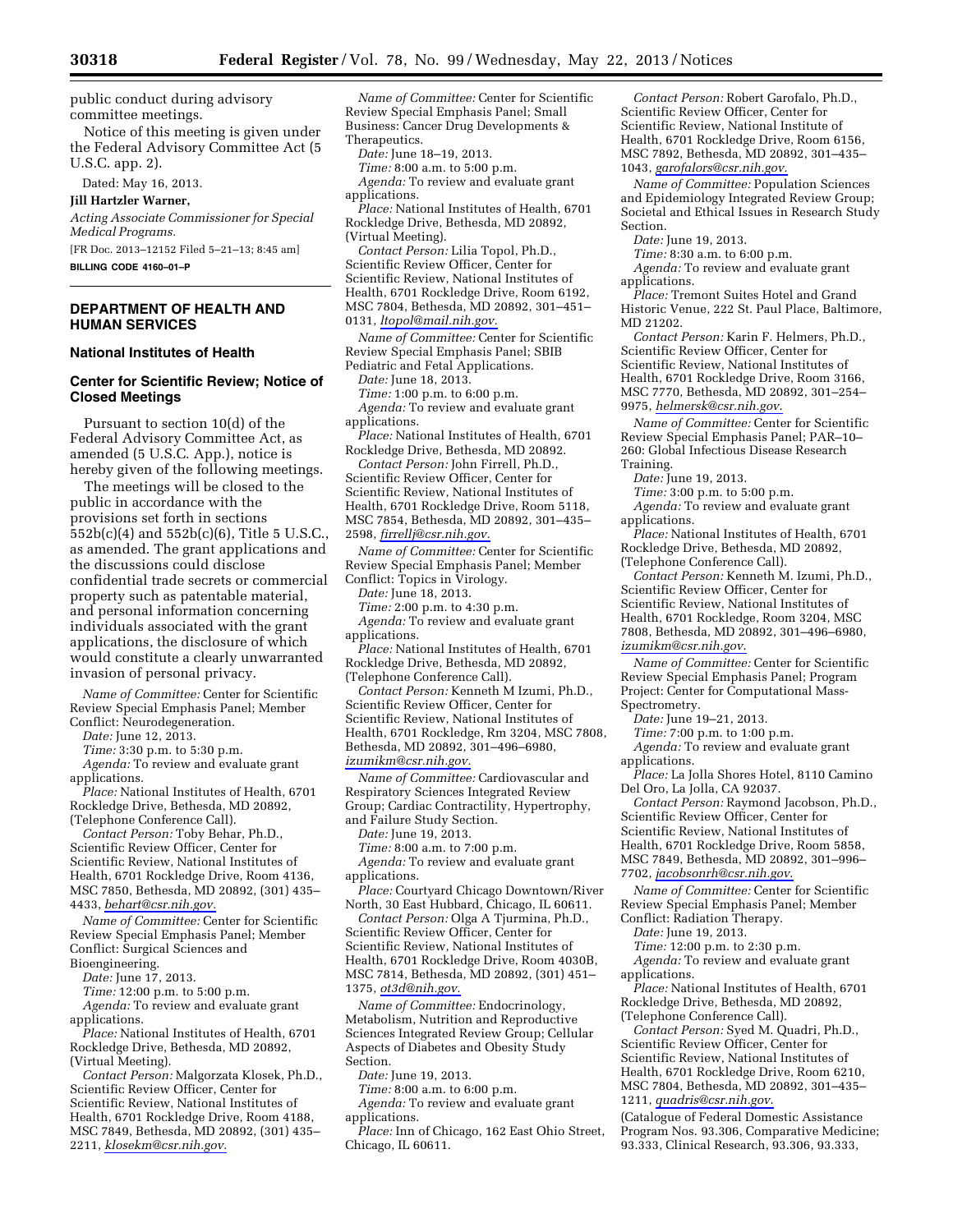public conduct during advisory committee meetings.

Notice of this meeting is given under the Federal Advisory Committee Act (5 U.S.C. app. 2).

Dated: May 16, 2013.

**Jill Hartzler Warner,**

*Acting Associate Commissioner for Special Medical Programs.*

[FR Doc. 2013–12152 Filed 5–21–13; 8:45 am]

**BILLING CODE 4160–01–P**

## DEPARTMENT OF HEALTH AND HUMAN SERVICES

### National Institutes of Health

### Center for Scientific Review; Notice of Closed Meetings

Pursuant to section 10(d) of the Federal Advisory Committee Act, as amended (5 U.S.C. App.), notice is hereby given of the following meetings.

The meetings will be closed to the public in accordance with the provisions set forth in sections 552b(c)(4) and 552b(c)(6), Title 5 U.S.C., as amended. The grant applications and the discussions could disclose confidential trade secrets or commercial property such as patentable material, and personal information concerning individuals associated with the grant applications, the disclosure of which would constitute a clearly unwarranted invasion of personal privacy.

*Name of Committee:* Center for Scientific Review Special Emphasis Panel; Member Conflict: Neurodegeneration.

*Date:* June 12, 2013.

*Time:* 3:30 p.m. to 5:30 p.m.

*Agenda:* To review and evaluate grant applications.

*Place:* National Institutes of Health, 6701 Rockledge Drive, Bethesda, MD 20892, (Telephone Conference Call).

*Contact Person:* Toby Behar, Ph.D., Scientific Review Officer, Center for Scientific Review, National Institutes of Health, 6701 Rockledge Drive, Room 4136, MSC 7850, Bethesda, MD 20892, (301) 435–4433, *behart@csr.nih.gov.*

*Name of Committee:* Center for Scientific Review Special Emphasis Panel; Member Conflict: Surgical Sciences and Bioengineering.

*Date:* June 17, 2013.

*Time:* 12:00 p.m. to 5:00 p.m.

*Agenda:* To review and evaluate grant applications.

*Place:* National Institutes of Health, 6701 Rockledge Drive, Bethesda, MD 20892, (Virtual Meeting).

*Contact Person:* Malgorzata Klosek, Ph.D., Scientific Review Officer, Center for Scientific Review, National Institutes of Health, 6701 Rockledge Drive, Room 4188, MSC 7849, Bethesda, MD 20892, (301) 435–2211, *klosekm@csr.nih.gov.*

*Name of Committee:* Center for Scientific Review Special Emphasis Panel; Small Business: Cancer Drug Developments & Therapeutics.

*Date:* June 18–19, 2013.

*Time:* 8:00 a.m. to 5:00 p.m.

*Agenda:* To review and evaluate grant applications.

*Place:* National Institutes of Health, 6701 Rockledge Drive, Bethesda, MD 20892, (Virtual Meeting).

*Contact Person:* Lilia Topol, Ph.D., Scientific Review Officer, Center for Scientific Review, National Institutes of Health, 6701 Rockledge Drive, Room 6192, MSC 7804, Bethesda, MD 20892, 301–451–0131, *ltopol@mail.nih.gov.*

*Name of Committee:* Center for Scientific Review Special Emphasis Panel; SBIB Pediatric and Fetal Applications.

*Date:* June 18, 2013.

*Time:* 1:00 p.m. to 6:00 p.m.

*Agenda:* To review and evaluate grant applications.

*Place:* National Institutes of Health, 6701 Rockledge Drive, Bethesda, MD 20892.

*Contact Person:* John Firrell, Ph.D., Scientific Review Officer, Center for Scientific Review, National Institutes of Health, 6701 Rockledge Drive, Room 5118, MSC 7854, Bethesda, MD 20892, 301–435–2598, *firrellj@csr.nih.gov.*

*Name of Committee:* Center for Scientific Review Special Emphasis Panel; Member Conflict: Topics in Virology.

*Date:* June 18, 2013.

*Time:* 2:00 p.m. to 4:30 p.m.

*Agenda:* To review and evaluate grant applications.

*Place:* National Institutes of Health, 6701 Rockledge Drive, Bethesda, MD 20892, (Telephone Conference Call).

*Contact Person:* Kenneth M Izumi, Ph.D., Scientific Review Officer, Center for Scientific Review, National Institutes of Health, 6701 Rockledge, Rm 3204, MSC 7808, Bethesda, MD 20892, 301–496–6980, *izumikm@csr.nih.gov.*

*Name of Committee:* Cardiovascular and Respiratory Sciences Integrated Review Group; Cardiac Contractility, Hypertrophy, and Failure Study Section.

*Date:* June 19, 2013.

*Time:* 8:00 a.m. to 7:00 p.m.

*Agenda:* To review and evaluate grant applications.

*Place:* Courtyard Chicago Downtown/River North, 30 East Hubbard, Chicago, IL 60611.

*Contact Person:* Olga A Tjurmina, Ph.D., Scientific Review Officer, Center for Scientific Review, National Institutes of Health, 6701 Rockledge Drive, Room 4030B, MSC 7814, Bethesda, MD 20892, (301) 451–1375, *ot3d@nih.gov.*

*Name of Committee:* Endocrinology, Metabolism, Nutrition and Reproductive Sciences Integrated Review Group; Cellular Aspects of Diabetes and Obesity Study Section.

*Date:* June 19, 2013.

*Time:* 8:00 a.m. to 6:00 p.m.

*Agenda:* To review and evaluate grant applications.

*Place:* Inn of Chicago, 162 East Ohio Street, Chicago, IL 60611.

*Contact Person:* Robert Garofalo, Ph.D., Scientific Review Officer, Center for Scientific Review, National Institute of Health, 6701 Rockledge Drive, Room 6156, MSC 7892, Bethesda, MD 20892, 301–435–1043, *garofalors@csr.nih.gov.*

*Name of Committee:* Population Sciences and Epidemiology Integrated Review Group; Societal and Ethical Issues in Research Study Section.

*Date:* June 19, 2013.

*Time:* 8:30 a.m. to 6:00 p.m.

*Agenda:* To review and evaluate grant applications.

*Place:* Tremont Suites Hotel and Grand Historic Venue, 222 St. Paul Place, Baltimore, MD 21202.

*Contact Person:* Karin F. Helmers, Ph.D., Scientific Review Officer, Center for Scientific Review, National Institutes of Health, 6701 Rockledge Drive, Room 3166, MSC 7770, Bethesda, MD 20892, 301–254–9975, *helmersk@csr.nih.gov.*

*Name of Committee:* Center for Scientific Review Special Emphasis Panel; PAR–10–260: Global Infectious Disease Research Training.

*Date:* June 19, 2013.

*Time:* 3:00 p.m. to 5:00 p.m.

*Agenda:* To review and evaluate grant applications.

*Place:* National Institutes of Health, 6701 Rockledge Drive, Bethesda, MD 20892, (Telephone Conference Call).

*Contact Person:* Kenneth M. Izumi, Ph.D., Scientific Review Officer, Center for Scientific Review, National Institutes of Health, 6701 Rockledge, Room 3204, MSC 7808, Bethesda, MD 20892, 301–496–6980, *izumikm@csr.nih.gov.*

*Name of Committee:* Center for Scientific Review Special Emphasis Panel; Program Project: Center for Computational Mass-Spectrometry.

*Date:* June 19–21, 2013.

*Time:* 7:00 p.m. to 1:00 p.m.

*Agenda:* To review and evaluate grant applications.

*Place:* La Jolla Shores Hotel, 8110 Camino Del Oro, La Jolla, CA 92037.

*Contact Person:* Raymond Jacobson, Ph.D., Scientific Review Officer, Center for Scientific Review, National Institutes of Health, 6701 Rockledge Drive, Room 5858, MSC 7849, Bethesda, MD 20892, 301–996–7702, *jacobsonrh@csr.nih.gov.*

*Name of Committee:* Center for Scientific Review Special Emphasis Panel; Member Conflict: Radiation Therapy.

*Date:* June 19, 2013.

*Time:* 12:00 p.m. to 2:30 p.m.

*Agenda:* To review and evaluate grant applications.

*Place:* National Institutes of Health, 6701 Rockledge Drive, Bethesda, MD 20892, (Telephone Conference Call).

*Contact Person:* Syed M. Quadri, Ph.D., Scientific Review Officer, Center for Scientific Review, National Institutes of Health, 6701 Rockledge Drive, Room 6210, MSC 7804, Bethesda, MD 20892, 301–435–1211, *quadris@csr.nih.gov*.

(Catalogue of Federal Domestic Assistance Program Nos. 93.306, Comparative Medicine; 93.333, Clinical Research, 93.306, 93.333,